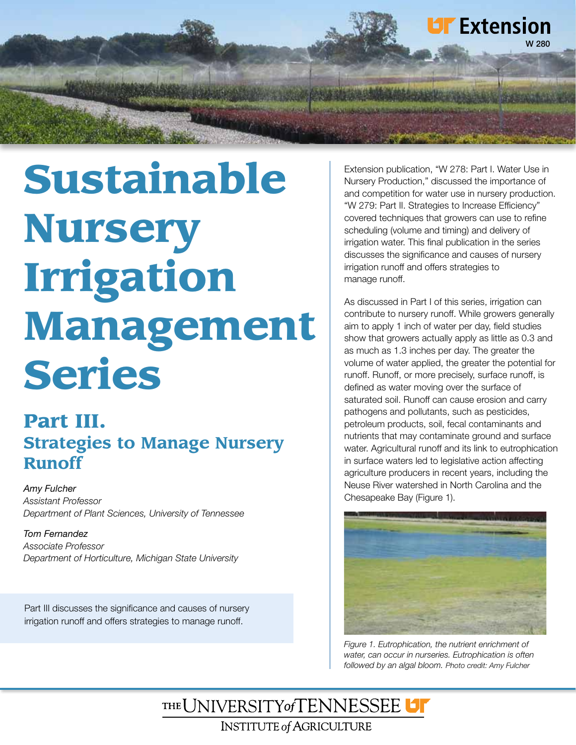# Sustainable Nursery Irrigation Management Series

## Part III. Strategies to Manage Nursery Runoff

*Amy Fulcher*
*Assistant Professor*
*Department of Plant Sciences, University of Tennessee*

*Tom Fernandez*
*Associate Professor*
*Department of Horticulture, Michigan State University*

Part III discusses the significance and causes of nursery irrigation runoff and offers strategies to manage runoff.

Extension publication, "W 278: Part I. Water Use in Nursery Production," discussed the importance of and competition for water use in nursery production. "W 279: Part II. Strategies to Increase Efficiency" covered techniques that growers can use to refine scheduling (volume and timing) and delivery of irrigation water. This final publication in the series discusses the significance and causes of nursery irrigation runoff and offers strategies to manage runoff.

As discussed in Part I of this series, irrigation can contribute to nursery runoff. While growers generally aim to apply 1 inch of water per day, field studies show that growers actually apply as little as 0.3 and as much as 1.3 inches per day. The greater the volume of water applied, the greater the potential for runoff. Runoff, or more precisely, surface runoff, is defined as water moving over the surface of saturated soil. Runoff can cause erosion and carry pathogens and pollutants, such as pesticides, petroleum products, soil, fecal contaminants and nutrients that may contaminate ground and surface water. Agricultural runoff and its link to eutrophication in surface waters led to legislative action affecting agriculture producers in recent years, including the Neuse River watershed in North Carolina and the Chesapeake Bay (Figure 1).

*Figure 1. Eutrophication, the nutrient enrichment of water, can occur in nurseries. Eutrophication is often followed by an algal bloom. Photo credit: Amy Fulcher*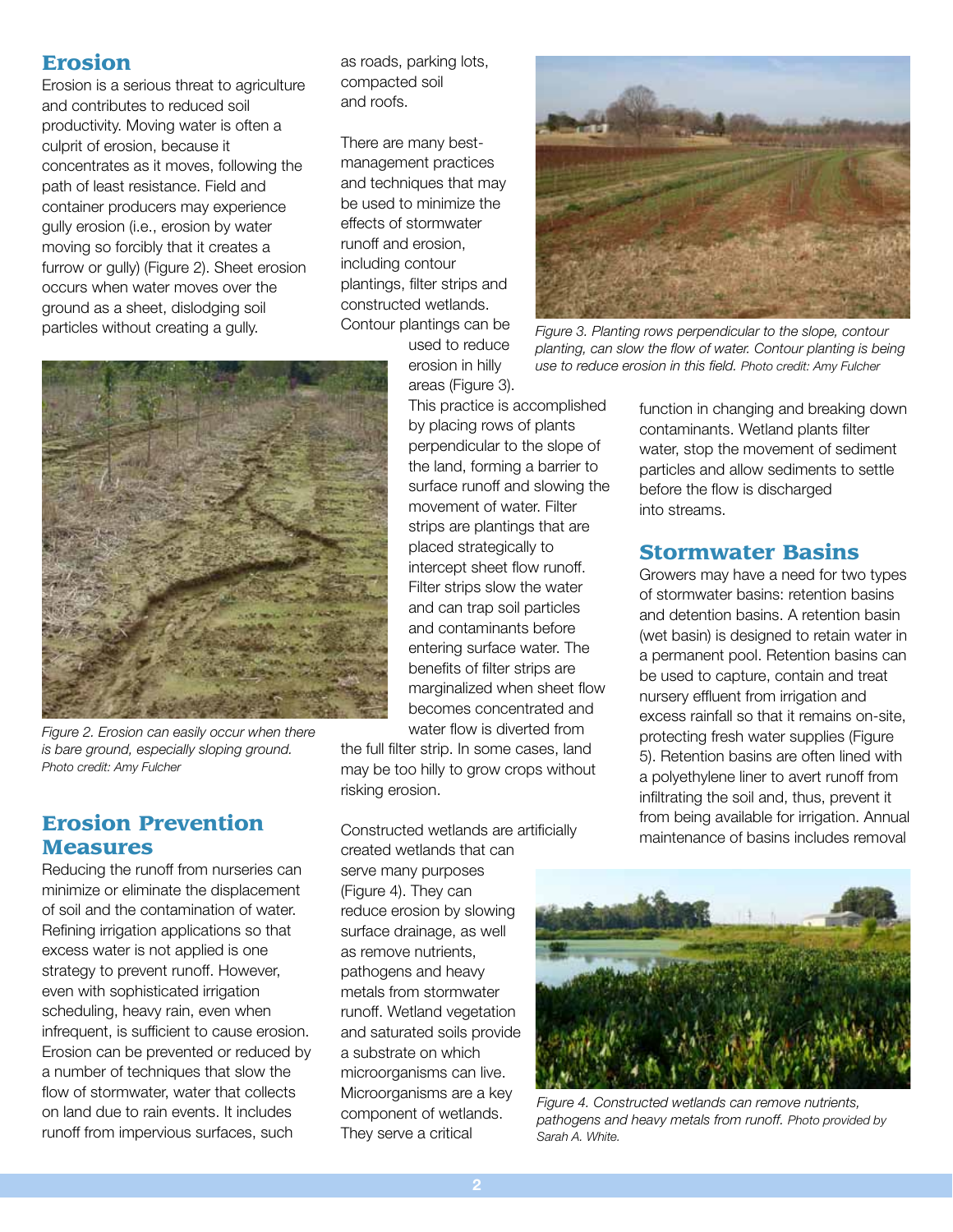## Erosion

Erosion is a serious threat to agriculture and contributes to reduced soil productivity. Moving water is often a culprit of erosion, because it concentrates as it moves, following the path of least resistance. Field and container producers may experience gully erosion (i.e., erosion by water moving so forcibly that it creates a furrow or gully) (Figure 2). Sheet erosion occurs when water moves over the ground as a sheet, dislodging soil particles without creating a gully.

*Figure 2. Erosion can easily occur when there is bare ground, especially sloping ground. Photo credit: Amy Fulcher*

## Erosion Prevention Measures

Reducing the runoff from nurseries can minimize or eliminate the displacement of soil and the contamination of water. Refining irrigation applications so that excess water is not applied is one strategy to prevent runoff. However, even with sophisticated irrigation scheduling, heavy rain, even when infrequent, is sufficient to cause erosion. Erosion can be prevented or reduced by a number of techniques that slow the flow of stormwater, water that collects on land due to rain events. It includes runoff from impervious surfaces, such as roads, parking lots, compacted soil and roofs.

There are many best-management practices and techniques that may be used to minimize the effects of stormwater runoff and erosion, including contour plantings, filter strips and constructed wetlands. Contour plantings can be used to reduce erosion in hilly areas (Figure 3). This practice is accomplished by placing rows of plants perpendicular to the slope of the land, forming a barrier to surface runoff and slowing the movement of water. Filter strips are plantings that are placed strategically to intercept sheet flow runoff. Filter strips slow the water and can trap soil particles and contaminants before entering surface water. The benefits of filter strips are marginalized when sheet flow becomes concentrated and water flow is diverted from the full filter strip. In some cases, land may be too hilly to grow crops without risking erosion.

*Figure 3. Planting rows perpendicular to the slope, contour planting, can slow the flow of water. Contour planting is being use to reduce erosion in this field. Photo credit: Amy Fulcher*

Constructed wetlands are artificially created wetlands that can serve many purposes (Figure 4). They can reduce erosion by slowing surface drainage, as well as remove nutrients, pathogens and heavy metals from stormwater runoff. Wetland vegetation and saturated soils provide a substrate on which microorganisms can live. Microorganisms are a key component of wetlands. They serve a critical function in changing and breaking down contaminants. Wetland plants filter water, stop the movement of sediment particles and allow sediments to settle before the flow is discharged into streams.

## Stormwater Basins

Growers may have a need for two types of stormwater basins: retention basins and detention basins. A retention basin (wet basin) is designed to retain water in a permanent pool. Retention basins can be used to capture, contain and treat nursery effluent from irrigation and excess rainfall so that it remains on-site, protecting fresh water supplies (Figure 5). Retention basins are often lined with a polyethylene liner to avert runoff from infiltrating the soil and, thus, prevent it from being available for irrigation. Annual maintenance of basins includes removal

*Figure 4. Constructed wetlands can remove nutrients, pathogens and heavy metals from runoff. Photo provided by Sarah A. White.*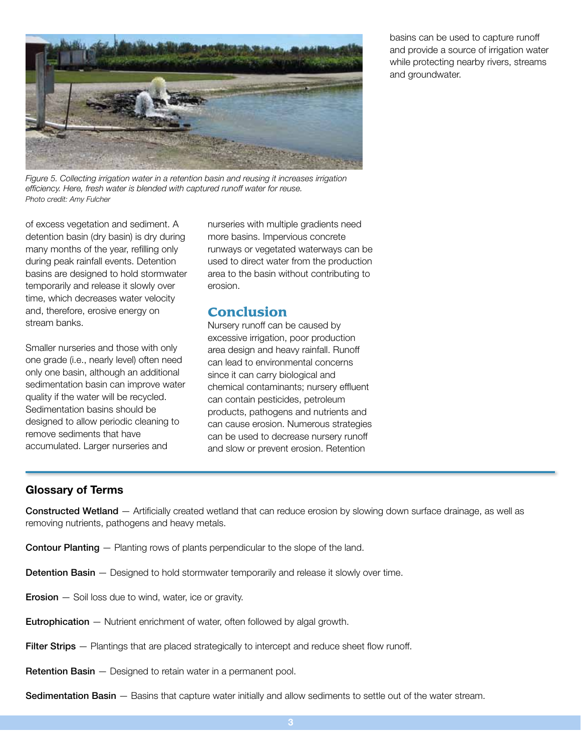*Figure 5. Collecting irrigation water in a retention basin and reusing it increases irrigation efficiency. Here, fresh water is blended with captured runoff water for reuse.*
*Photo credit: Amy Fulcher*

of excess vegetation and sediment. A detention basin (dry basin) is dry during many months of the year, refilling only during peak rainfall events. Detention basins are designed to hold stormwater temporarily and release it slowly over time, which decreases water velocity and, therefore, erosive energy on stream banks.

Smaller nurseries and those with only one grade (i.e., nearly level) often need only one basin, although an additional sedimentation basin can improve water quality if the water will be recycled. Sedimentation basins should be designed to allow periodic cleaning to remove sediments that have accumulated. Larger nurseries and nurseries with multiple gradients need more basins. Impervious concrete runways or vegetated waterways can be used to direct water from the production area to the basin without contributing to erosion.

## Conclusion

Nursery runoff can be caused by excessive irrigation, poor production area design and heavy rainfall. Runoff can lead to environmental concerns since it can carry biological and chemical contaminants; nursery effluent can contain pesticides, petroleum products, pathogens and nutrients and can cause erosion. Numerous strategies can be used to decrease nursery runoff and slow or prevent erosion. Retention basins can be used to capture runoff and provide a source of irrigation water while protecting nearby rivers, streams and groundwater.

### Glossary of Terms

**Constructed Wetland** — Artificially created wetland that can reduce erosion by slowing down surface drainage, as well as removing nutrients, pathogens and heavy metals.

**Contour Planting** — Planting rows of plants perpendicular to the slope of the land.

**Detention Basin** — Designed to hold stormwater temporarily and release it slowly over time.

**Erosion** — Soil loss due to wind, water, ice or gravity.

**Eutrophication** — Nutrient enrichment of water, often followed by algal growth.

**Filter Strips** — Plantings that are placed strategically to intercept and reduce sheet flow runoff.

**Retention Basin** — Designed to retain water in a permanent pool.

**Sedimentation Basin** — Basins that capture water initially and allow sediments to settle out of the water stream.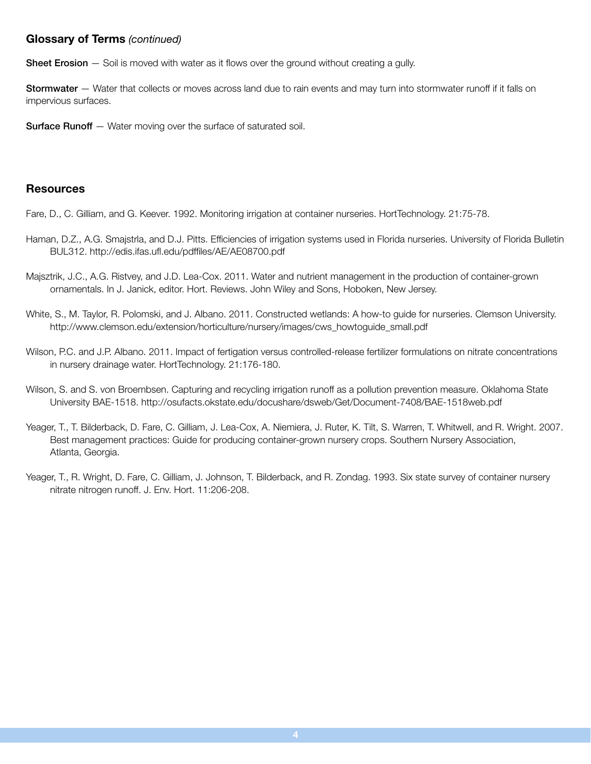## Glossary of Terms *(continued)*

**Sheet Erosion** — Soil is moved with water as it flows over the ground without creating a gully.

**Stormwater** — Water that collects or moves across land due to rain events and may turn into stormwater runoff if it falls on impervious surfaces.

**Surface Runoff** — Water moving over the surface of saturated soil.

## Resources

Fare, D., C. Gilliam, and G. Keever. 1992. Monitoring irrigation at container nurseries. HortTechnology. 21:75-78.

Haman, D.Z., A.G. Smajstrla, and D.J. Pitts. Efficiencies of irrigation systems used in Florida nurseries. University of Florida Bulletin BUL312. http://edis.ifas.ufl.edu/pdffiles/AE/AE08700.pdf

Majsztrik, J.C., A.G. Ristvey, and J.D. Lea-Cox. 2011. Water and nutrient management in the production of container-grown ornamentals. In J. Janick, editor. Hort. Reviews. John Wiley and Sons, Hoboken, New Jersey.

White, S., M. Taylor, R. Polomski, and J. Albano. 2011. Constructed wetlands: A how-to guide for nurseries. Clemson University. http://www.clemson.edu/extension/horticulture/nursery/images/cws_howtoguide_small.pdf

Wilson, P.C. and J.P. Albano. 2011. Impact of fertigation versus controlled-release fertilizer formulations on nitrate concentrations in nursery drainage water. HortTechnology. 21:176-180.

Wilson, S. and S. von Broembsen. Capturing and recycling irrigation runoff as a pollution prevention measure. Oklahoma State University BAE-1518. http://osufacts.okstate.edu/docushare/dsweb/Get/Document-7408/BAE-1518web.pdf

Yeager, T., T. Bilderback, D. Fare, C. Gilliam, J. Lea-Cox, A. Niemiera, J. Ruter, K. Tilt, S. Warren, T. Whitwell, and R. Wright. 2007. Best management practices: Guide for producing container-grown nursery crops. Southern Nursery Association, Atlanta, Georgia.

Yeager, T., R. Wright, D. Fare, C. Gilliam, J. Johnson, T. Bilderback, and R. Zondag. 1993. Six state survey of container nursery nitrate nitrogen runoff. J. Env. Hort. 11:206-208.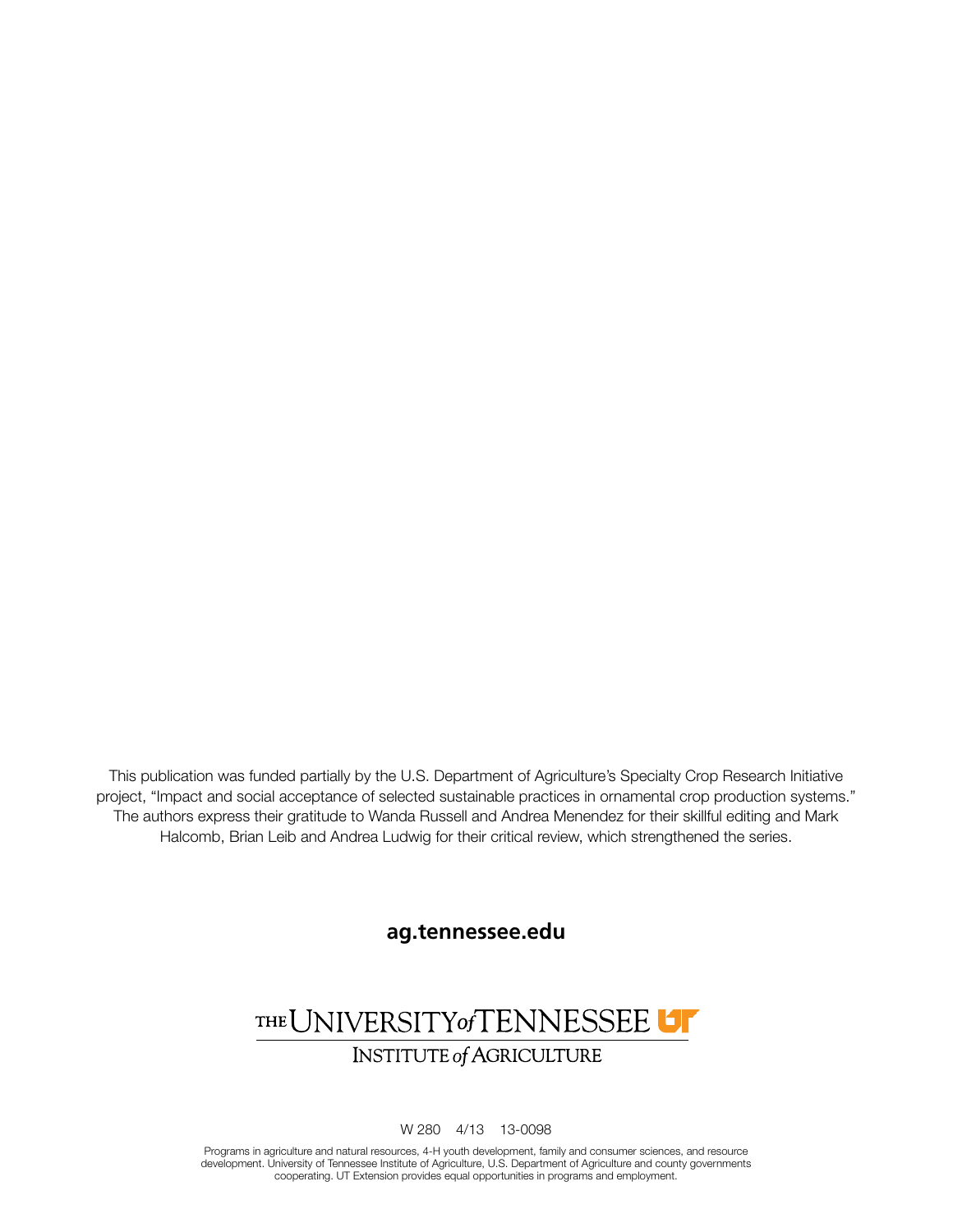This publication was funded partially by the U.S. Department of Agriculture's Specialty Crop Research Initiative project, "Impact and social acceptance of selected sustainable practices in ornamental crop production systems." The authors express their gratitude to Wanda Russell and Andrea Menendez for their skillful editing and Mark Halcomb, Brian Leib and Andrea Ludwig for their critical review, which strengthened the series.

**ag.tennessee.edu**

THE UNIVERSITY of TENNESSEE UT

INSTITUTE of AGRICULTURE

W 280 4/13 13-0098

Programs in agriculture and natural resources, 4-H youth development, family and consumer sciences, and resource development. University of Tennessee Institute of Agriculture, U.S. Department of Agriculture and county governments cooperating. UT Extension provides equal opportunities in programs and employment.